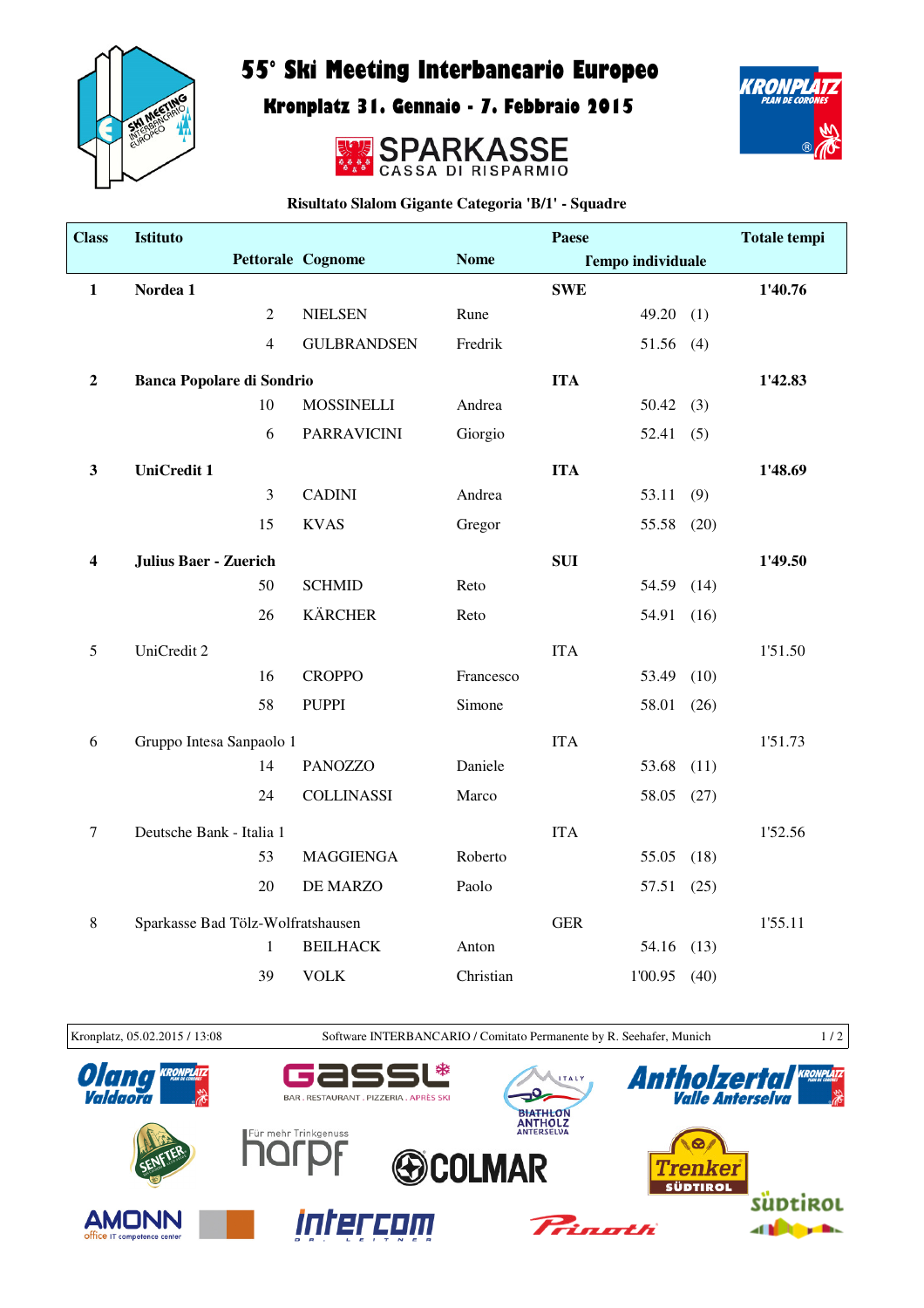# 55° Ski Meeting Interbancario Europeo

## Kronplatz 31. Gennaio - 7. Febbraio 2015

SPARKASSE
CASSA DI RISPARMIO

**Risultato Slalom Gigante Categoria 'B/1' - Squadre**

| Class | Istituto | Pettorale | Cognome | Nome | Paese | Tempo individuale | | Totale tempi |
|---|---|---|---|---|---|---|---|---|
| **1** | **Nordea 1** | | | | **SWE** | | | **1'40.76** |
| | | 2 | NIELSEN | Rune | | 49.20 | (1) | |
| | | 4 | GULBRANDSEN | Fredrik | | 51.56 | (4) | |
| **2** | **Banca Popolare di Sondrio** | | | | **ITA** | | | **1'42.83** |
| | | 10 | MOSSINELLI | Andrea | | 50.42 | (3) | |
| | | 6 | PARRAVICINI | Giorgio | | 52.41 | (5) | |
| **3** | **UniCredit 1** | | | | **ITA** | | | **1'48.69** |
| | | 3 | CADINI | Andrea | | 53.11 | (9) | |
| | | 15 | KVAS | Gregor | | 55.58 | (20) | |
| **4** | **Julius Baer - Zuerich** | | | | **SUI** | | | **1'49.50** |
| | | 50 | SCHMID | Reto | | 54.59 | (14) | |
| | | 26 | KÄRCHER | Reto | | 54.91 | (16) | |
| 5 | UniCredit 2 | | | | ITA | | | 1'51.50 |
| | | 16 | CROPPO | Francesco | | 53.49 | (10) | |
| | | 58 | PUPPI | Simone | | 58.01 | (26) | |
| 6 | Gruppo Intesa Sanpaolo 1 | | | | ITA | | | 1'51.73 |
| | | 14 | PANOZZO | Daniele | | 53.68 | (11) | |
| | | 24 | COLLINASSI | Marco | | 58.05 | (27) | |
| 7 | Deutsche Bank - Italia 1 | | | | ITA | | | 1'52.56 |
| | | 53 | MAGGIENGA | Roberto | | 55.05 | (18) | |
| | | 20 | DE MARZO | Paolo | | 57.51 | (25) | |
| 8 | Sparkasse Bad Tölz-Wolfratshausen | | | | GER | | | 1'55.11 |
| | | 1 | BEILHACK | Anton | | 54.16 | (13) | |
| | | 39 | VOLK | Christian | | 1'00.95 | (40) | |

Kronplatz, 05.02.2015 / 13:08 — Software INTERBANCARIO / Comitato Permanente by R. Seehafer, Munich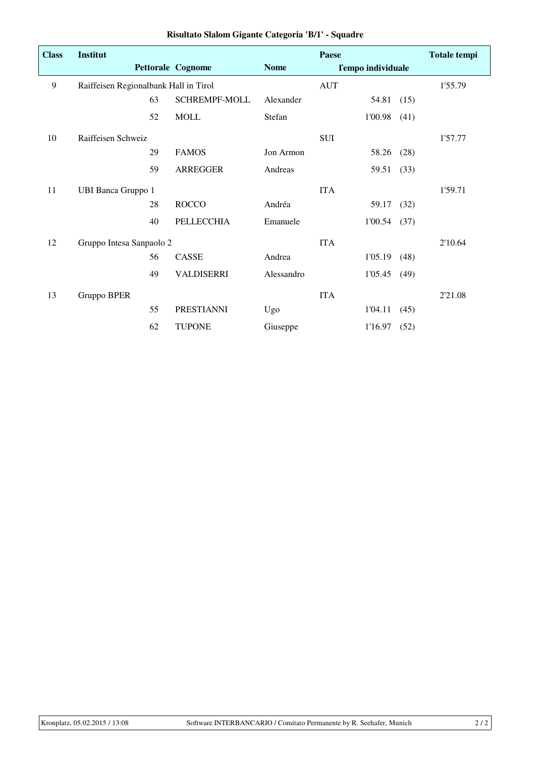# Risultato Slalom Gigante Categoria 'B/1' - Squadre

| Class | Institut | | | Paese | | | Totale tempi |
|---|---|---|---|---|---|---|---|
| | Pettorale | Cognome | Nome | Tempo individuale | | | |
| 9 | Raiffeisen Regionalbank Hall in Tirol | | | AUT | | | 1'55.79 |
| | 63 | SCHREMPF-MOLL | Alexander | | 54.81 | (15) | |
| | 52 | MOLL | Stefan | | 1'00.98 | (41) | |
| 10 | Raiffeisen Schweiz | | | SUI | | | 1'57.77 |
| | 29 | FAMOS | Jon Armon | | 58.26 | (28) | |
| | 59 | ARREGGER | Andreas | | 59.51 | (33) | |
| 11 | UBI Banca Gruppo 1 | | | ITA | | | 1'59.71 |
| | 28 | ROCCO | Andréa | | 59.17 | (32) | |
| | 40 | PELLECCHIA | Emanuele | | 1'00.54 | (37) | |
| 12 | Gruppo Intesa Sanpaolo 2 | | | ITA | | | 2'10.64 |
| | 56 | CASSE | Andrea | | 1'05.19 | (48) | |
| | 49 | VALDISERRI | Alessandro | | 1'05.45 | (49) | |
| 13 | Gruppo BPER | | | ITA | | | 2'21.08 |
| | 55 | PRESTIANNI | Ugo | | 1'04.11 | (45) | |
| | 62 | TUPONE | Giuseppe | | 1'16.97 | (52) | |

Kronplatz, 05.02.2015 / 13:08 Software INTERBANCARIO / Comitato Permanente by R. Seehafer, Munich